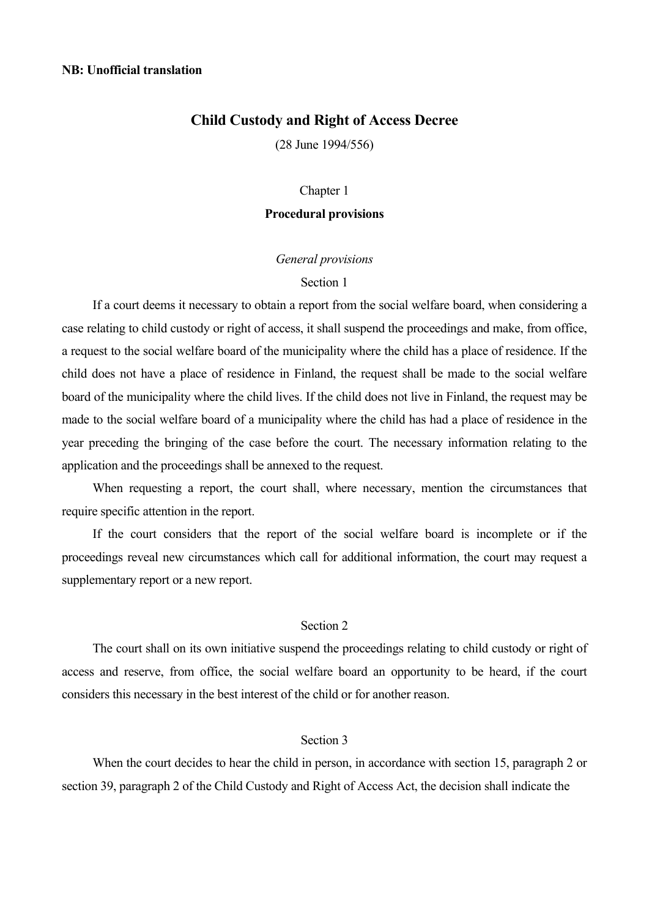**NB: Unofficial translation**

# Child Custody and Right of Access Decree

(28 June 1994/556)

## Chapter 1

## Procedural provisions

*General provisions*

### Section 1

If a court deems it necessary to obtain a report from the social welfare board, when considering a case relating to child custody or right of access, it shall suspend the proceedings and make, from office, a request to the social welfare board of the municipality where the child has a place of residence. If the child does not have a place of residence in Finland, the request shall be made to the social welfare board of the municipality where the child lives. If the child does not live in Finland, the request may be made to the social welfare board of a municipality where the child has had a place of residence in the year preceding the bringing of the case before the court. The necessary information relating to the application and the proceedings shall be annexed to the request.

When requesting a report, the court shall, where necessary, mention the circumstances that require specific attention in the report.

If the court considers that the report of the social welfare board is incomplete or if the proceedings reveal new circumstances which call for additional information, the court may request a supplementary report or a new report.

### Section 2

The court shall on its own initiative suspend the proceedings relating to child custody or right of access and reserve, from office, the social welfare board an opportunity to be heard, if the court considers this necessary in the best interest of the child or for another reason.

### Section 3

When the court decides to hear the child in person, in accordance with section 15, paragraph 2 or section 39, paragraph 2 of the Child Custody and Right of Access Act, the decision shall indicate the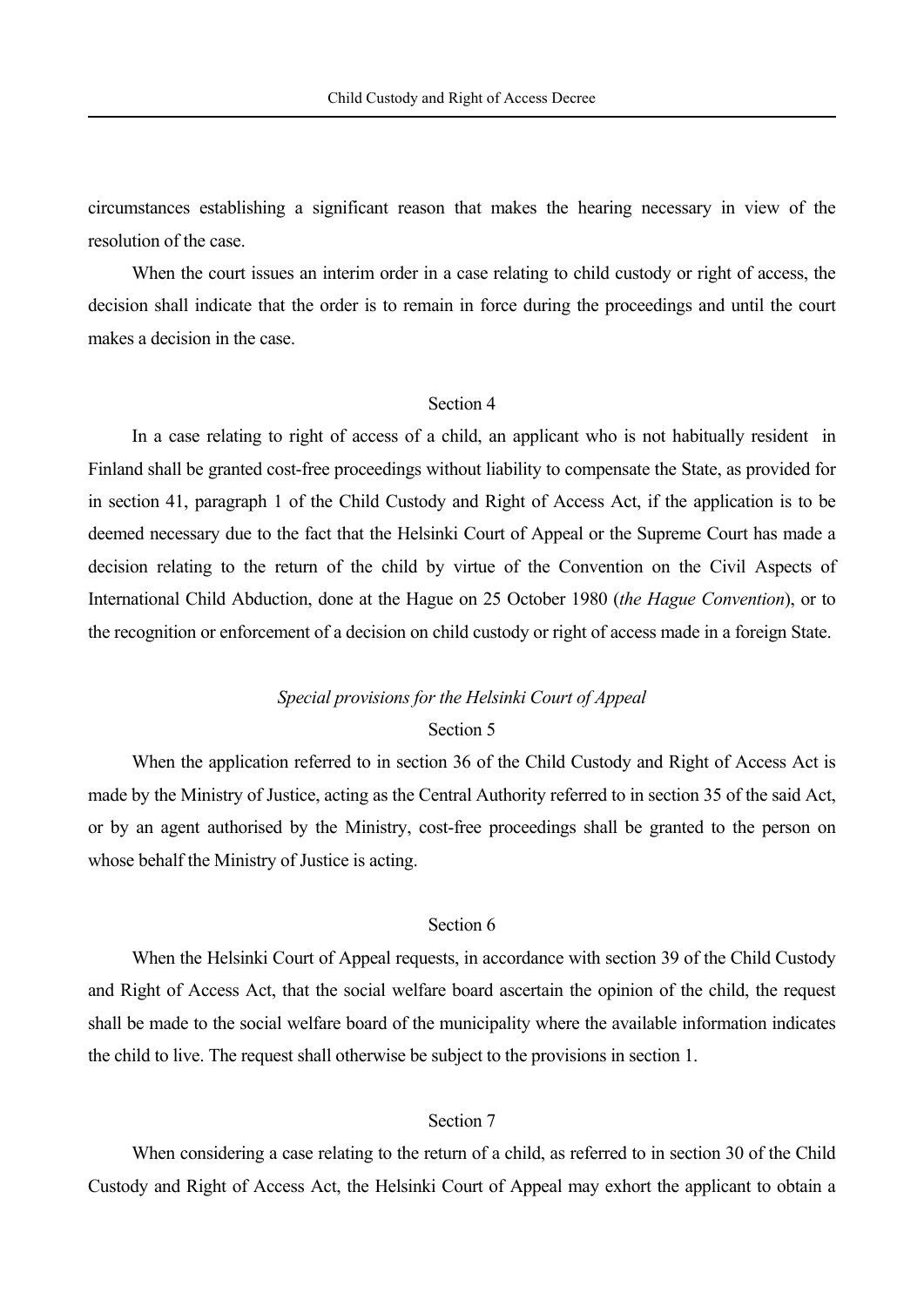circumstances establishing a significant reason that makes the hearing necessary in view of the resolution of the case.

When the court issues an interim order in a case relating to child custody or right of access, the decision shall indicate that the order is to remain in force during the proceedings and until the court makes a decision in the case.

Section 4

In a case relating to right of access of a child, an applicant who is not habitually resident in Finland shall be granted cost-free proceedings without liability to compensate the State, as provided for in section 41, paragraph 1 of the Child Custody and Right of Access Act, if the application is to be deemed necessary due to the fact that the Helsinki Court of Appeal or the Supreme Court has made a decision relating to the return of the child by virtue of the Convention on the Civil Aspects of International Child Abduction, done at the Hague on 25 October 1980 (*the Hague Convention*), or to the recognition or enforcement of a decision on child custody or right of access made in a foreign State.

*Special provisions for the Helsinki Court of Appeal*

Section 5

When the application referred to in section 36 of the Child Custody and Right of Access Act is made by the Ministry of Justice, acting as the Central Authority referred to in section 35 of the said Act, or by an agent authorised by the Ministry, cost-free proceedings shall be granted to the person on whose behalf the Ministry of Justice is acting.

Section 6

When the Helsinki Court of Appeal requests, in accordance with section 39 of the Child Custody and Right of Access Act, that the social welfare board ascertain the opinion of the child, the request shall be made to the social welfare board of the municipality where the available information indicates the child to live. The request shall otherwise be subject to the provisions in section 1.

Section 7

When considering a case relating to the return of a child, as referred to in section 30 of the Child Custody and Right of Access Act, the Helsinki Court of Appeal may exhort the applicant to obtain a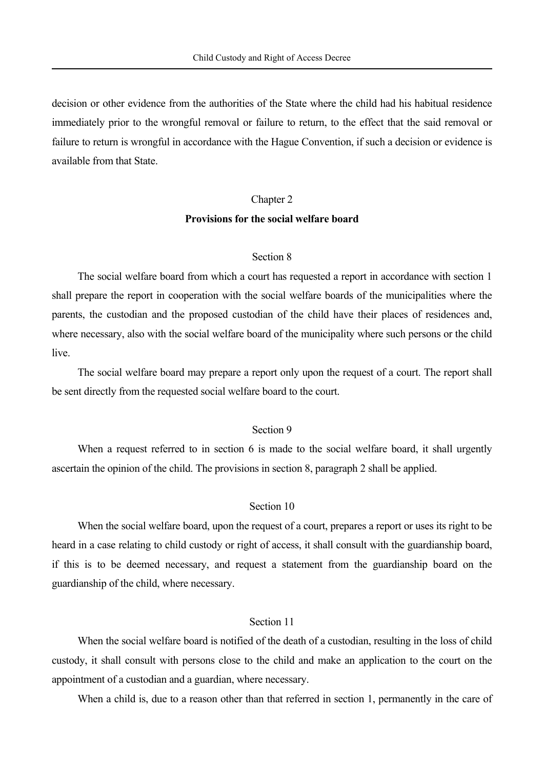decision or other evidence from the authorities of the State where the child had his habitual residence immediately prior to the wrongful removal or failure to return, to the effect that the said removal or failure to return is wrongful in accordance with the Hague Convention, if such a decision or evidence is available from that State.

## Chapter 2
## Provisions for the social welfare board

### Section 8

The social welfare board from which a court has requested a report in accordance with section 1 shall prepare the report in cooperation with the social welfare boards of the municipalities where the parents, the custodian and the proposed custodian of the child have their places of residences and, where necessary, also with the social welfare board of the municipality where such persons or the child live.

The social welfare board may prepare a report only upon the request of a court. The report shall be sent directly from the requested social welfare board to the court.

### Section 9

When a request referred to in section 6 is made to the social welfare board, it shall urgently ascertain the opinion of the child. The provisions in section 8, paragraph 2 shall be applied.

### Section 10

When the social welfare board, upon the request of a court, prepares a report or uses its right to be heard in a case relating to child custody or right of access, it shall consult with the guardianship board, if this is to be deemed necessary, and request a statement from the guardianship board on the guardianship of the child, where necessary.

### Section 11

When the social welfare board is notified of the death of a custodian, resulting in the loss of child custody, it shall consult with persons close to the child and make an application to the court on the appointment of a custodian and a guardian, where necessary.

When a child is, due to a reason other than that referred in section 1, permanently in the care of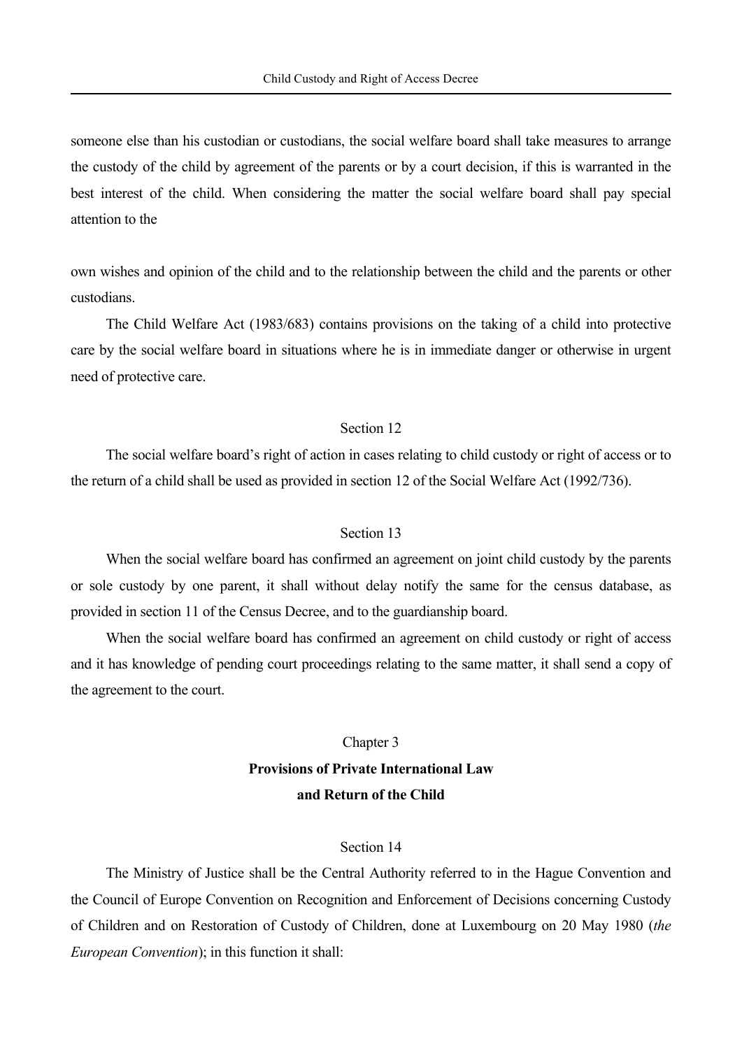someone else than his custodian or custodians, the social welfare board shall take measures to arrange the custody of the child by agreement of the parents or by a court decision, if this is warranted in the best interest of the child. When considering the matter the social welfare board shall pay special attention to the

own wishes and opinion of the child and to the relationship between the child and the parents or other custodians.

The Child Welfare Act (1983/683) contains provisions on the taking of a child into protective care by the social welfare board in situations where he is in immediate danger or otherwise in urgent need of protective care.

Section 12

The social welfare board's right of action in cases relating to child custody or right of access or to the return of a child shall be used as provided in section 12 of the Social Welfare Act (1992/736).

Section 13

When the social welfare board has confirmed an agreement on joint child custody by the parents or sole custody by one parent, it shall without delay notify the same for the census database, as provided in section 11 of the Census Decree, and to the guardianship board.

When the social welfare board has confirmed an agreement on child custody or right of access and it has knowledge of pending court proceedings relating to the same matter, it shall send a copy of the agreement to the court.

## Chapter 3
## Provisions of Private International Law and Return of the Child

Section 14

The Ministry of Justice shall be the Central Authority referred to in the Hague Convention and the Council of Europe Convention on Recognition and Enforcement of Decisions concerning Custody of Children and on Restoration of Custody of Children, done at Luxembourg on 20 May 1980 (*the European Convention*); in this function it shall: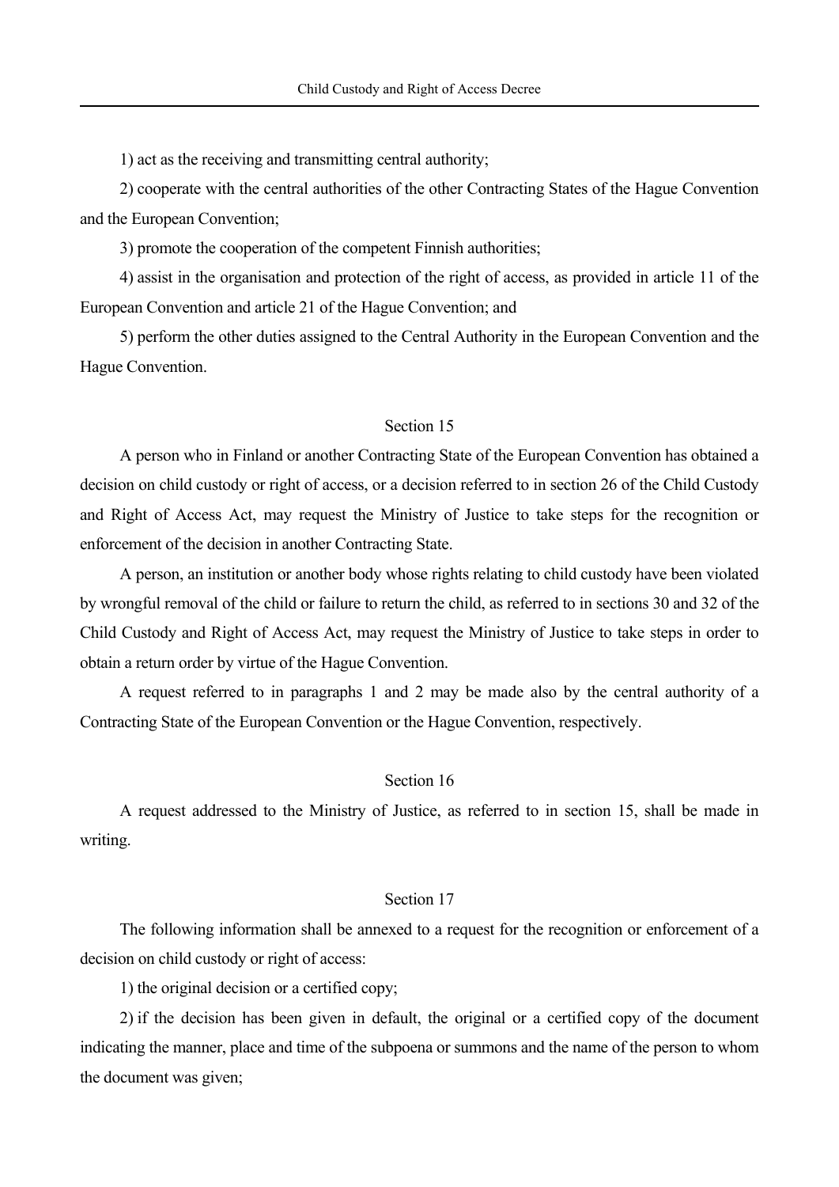1) act as the receiving and transmitting central authority;

2) cooperate with the central authorities of the other Contracting States of the Hague Convention and the European Convention;

3) promote the cooperation of the competent Finnish authorities;

4) assist in the organisation and protection of the right of access, as provided in article 11 of the European Convention and article 21 of the Hague Convention; and

5) perform the other duties assigned to the Central Authority in the European Convention and the Hague Convention.

### Section 15

A person who in Finland or another Contracting State of the European Convention has obtained a decision on child custody or right of access, or a decision referred to in section 26 of the Child Custody and Right of Access Act, may request the Ministry of Justice to take steps for the recognition or enforcement of the decision in another Contracting State.

A person, an institution or another body whose rights relating to child custody have been violated by wrongful removal of the child or failure to return the child, as referred to in sections 30 and 32 of the Child Custody and Right of Access Act, may request the Ministry of Justice to take steps in order to obtain a return order by virtue of the Hague Convention.

A request referred to in paragraphs 1 and 2 may be made also by the central authority of a Contracting State of the European Convention or the Hague Convention, respectively.

### Section 16

A request addressed to the Ministry of Justice, as referred to in section 15, shall be made in writing.

### Section 17

The following information shall be annexed to a request for the recognition or enforcement of a decision on child custody or right of access:

1) the original decision or a certified copy;

2) if the decision has been given in default, the original or a certified copy of the document indicating the manner, place and time of the subpoena or summons and the name of the person to whom the document was given;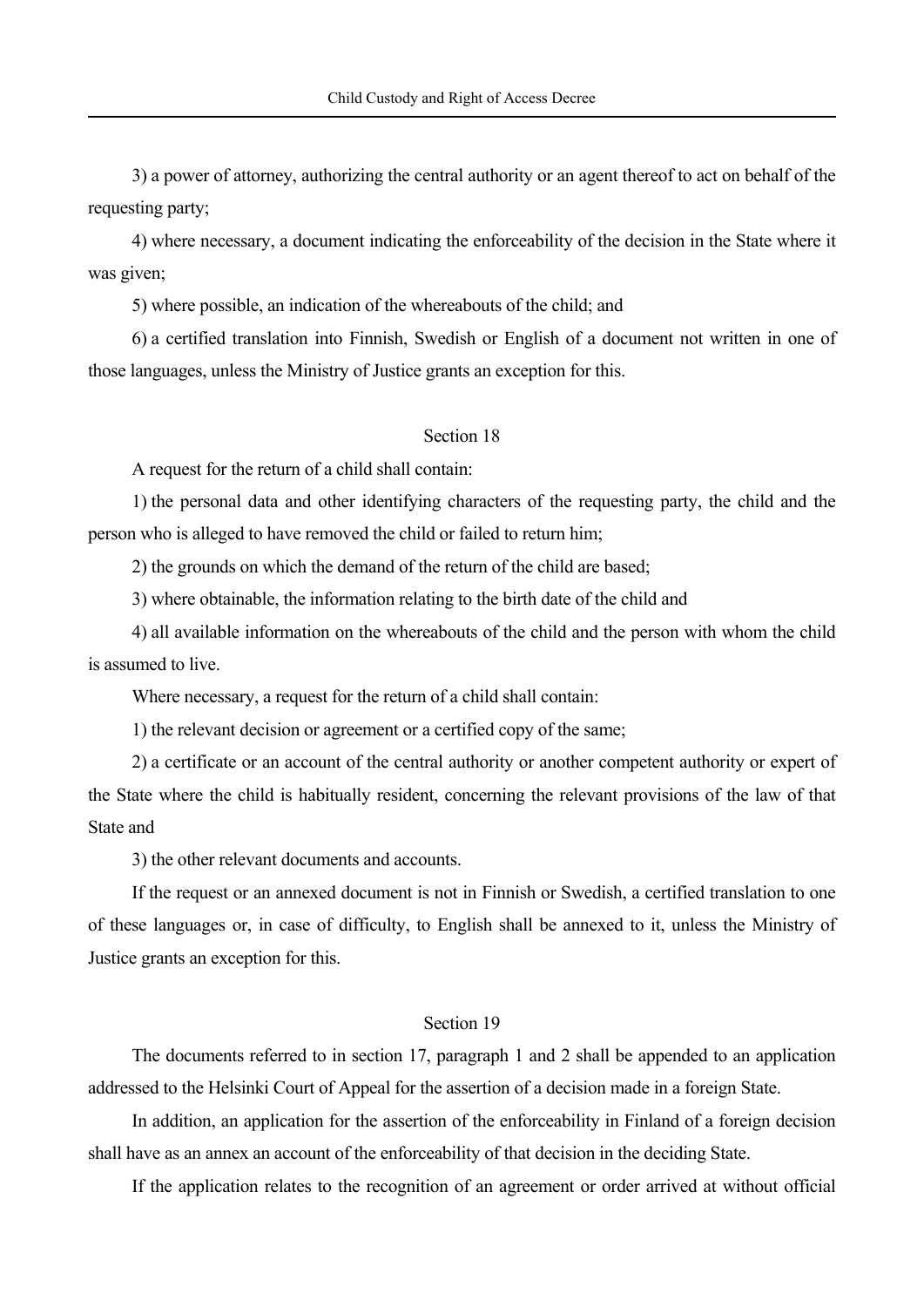3) a power of attorney, authorizing the central authority or an agent thereof to act on behalf of the requesting party;

4) where necessary, a document indicating the enforceability of the decision in the State where it was given;

5) where possible, an indication of the whereabouts of the child; and

6) a certified translation into Finnish, Swedish or English of a document not written in one of those languages, unless the Ministry of Justice grants an exception for this.

### Section 18

A request for the return of a child shall contain:

1) the personal data and other identifying characters of the requesting party, the child and the person who is alleged to have removed the child or failed to return him;

2) the grounds on which the demand of the return of the child are based;

3) where obtainable, the information relating to the birth date of the child and

4) all available information on the whereabouts of the child and the person with whom the child is assumed to live.

Where necessary, a request for the return of a child shall contain:

1) the relevant decision or agreement or a certified copy of the same;

2) a certificate or an account of the central authority or another competent authority or expert of the State where the child is habitually resident, concerning the relevant provisions of the law of that State and

3) the other relevant documents and accounts.

If the request or an annexed document is not in Finnish or Swedish, a certified translation to one of these languages or, in case of difficulty, to English shall be annexed to it, unless the Ministry of Justice grants an exception for this.

### Section 19

The documents referred to in section 17, paragraph 1 and 2 shall be appended to an application addressed to the Helsinki Court of Appeal for the assertion of a decision made in a foreign State.

In addition, an application for the assertion of the enforceability in Finland of a foreign decision shall have as an annex an account of the enforceability of that decision in the deciding State.

If the application relates to the recognition of an agreement or order arrived at without official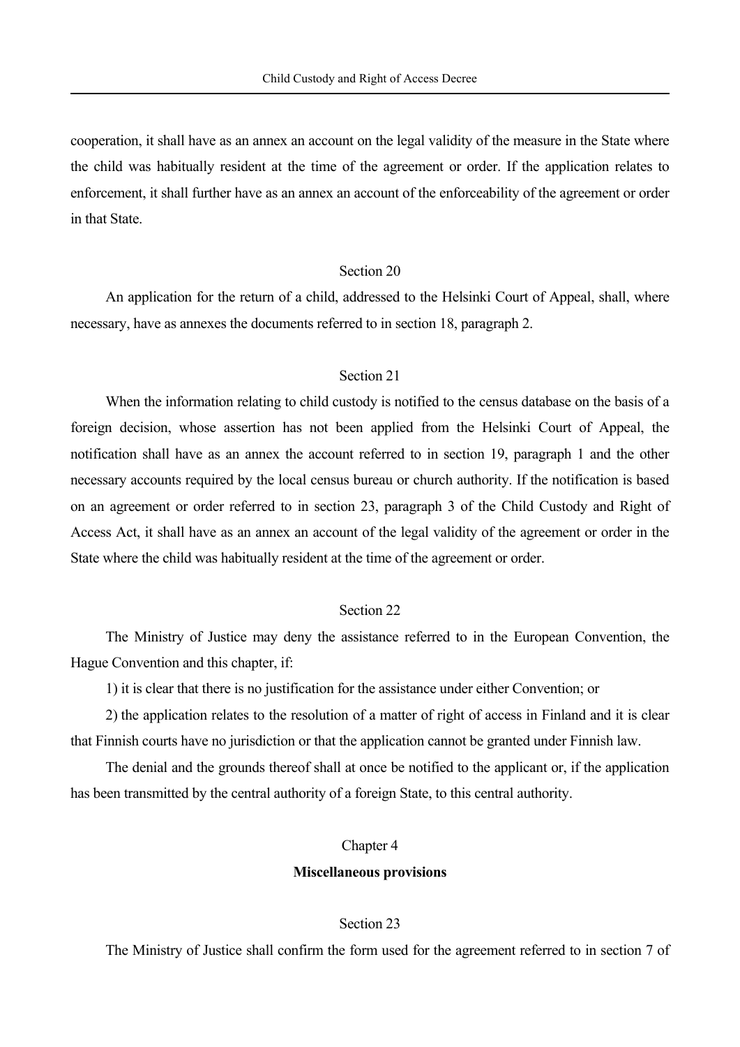cooperation, it shall have as an annex an account on the legal validity of the measure in the State where the child was habitually resident at the time of the agreement or order. If the application relates to enforcement, it shall further have as an annex an account of the enforceability of the agreement or order in that State.

Section 20

An application for the return of a child, addressed to the Helsinki Court of Appeal, shall, where necessary, have as annexes the documents referred to in section 18, paragraph 2.

Section 21

When the information relating to child custody is notified to the census database on the basis of a foreign decision, whose assertion has not been applied from the Helsinki Court of Appeal, the notification shall have as an annex the account referred to in section 19, paragraph 1 and the other necessary accounts required by the local census bureau or church authority. If the notification is based on an agreement or order referred to in section 23, paragraph 3 of the Child Custody and Right of Access Act, it shall have as an annex an account of the legal validity of the agreement or order in the State where the child was habitually resident at the time of the agreement or order.

Section 22

The Ministry of Justice may deny the assistance referred to in the European Convention, the Hague Convention and this chapter, if:

1) it is clear that there is no justification for the assistance under either Convention; or

2) the application relates to the resolution of a matter of right of access in Finland and it is clear that Finnish courts have no jurisdiction or that the application cannot be granted under Finnish law.

The denial and the grounds thereof shall at once be notified to the applicant or, if the application has been transmitted by the central authority of a foreign State, to this central authority.

## Chapter 4

**Miscellaneous provisions**

Section 23

The Ministry of Justice shall confirm the form used for the agreement referred to in section 7 of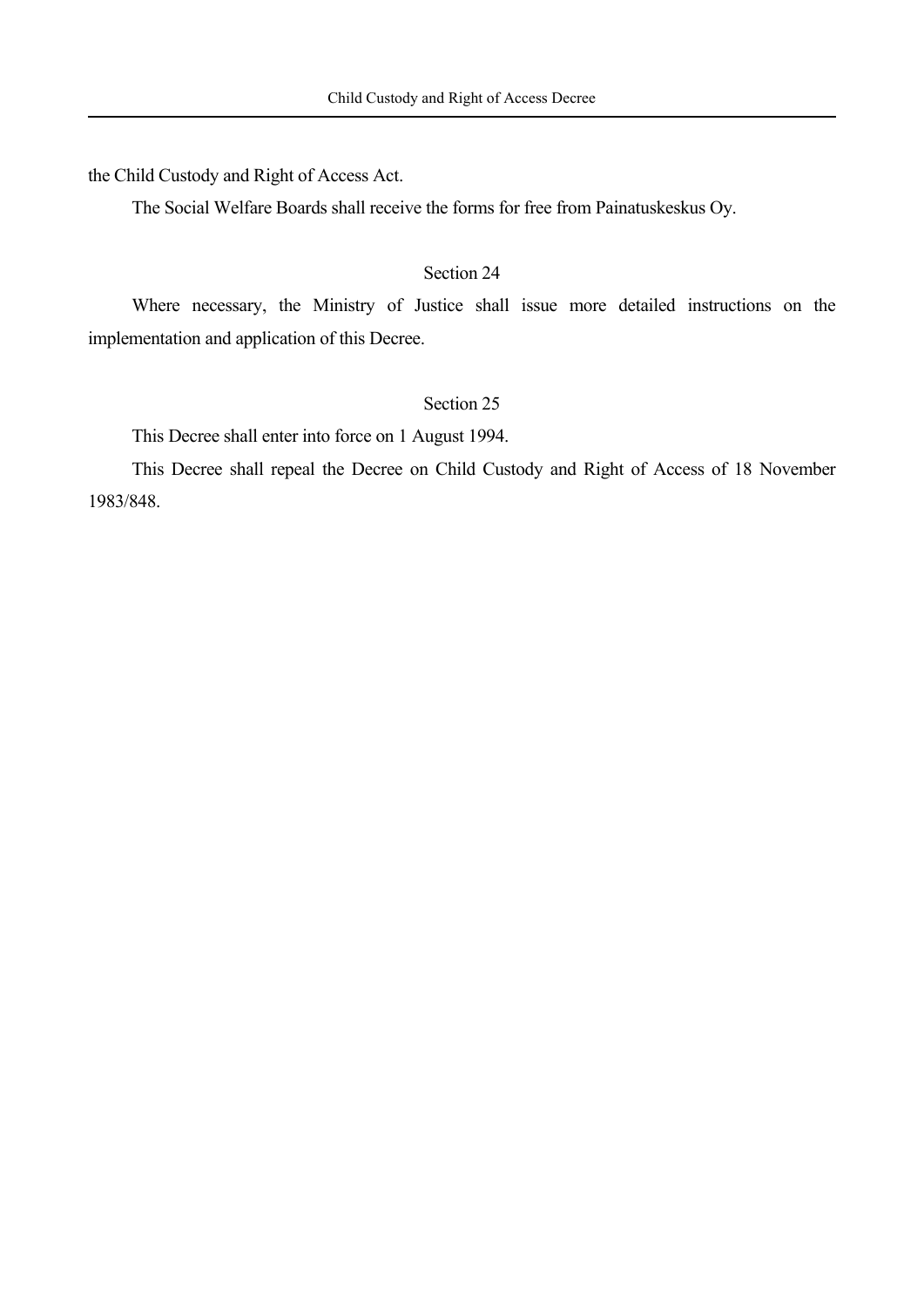the Child Custody and Right of Access Act.

The Social Welfare Boards shall receive the forms for free from Painatuskeskus Oy.

### Section 24

Where necessary, the Ministry of Justice shall issue more detailed instructions on the implementation and application of this Decree.

### Section 25

This Decree shall enter into force on 1 August 1994.

This Decree shall repeal the Decree on Child Custody and Right of Access of 18 November 1983/848.